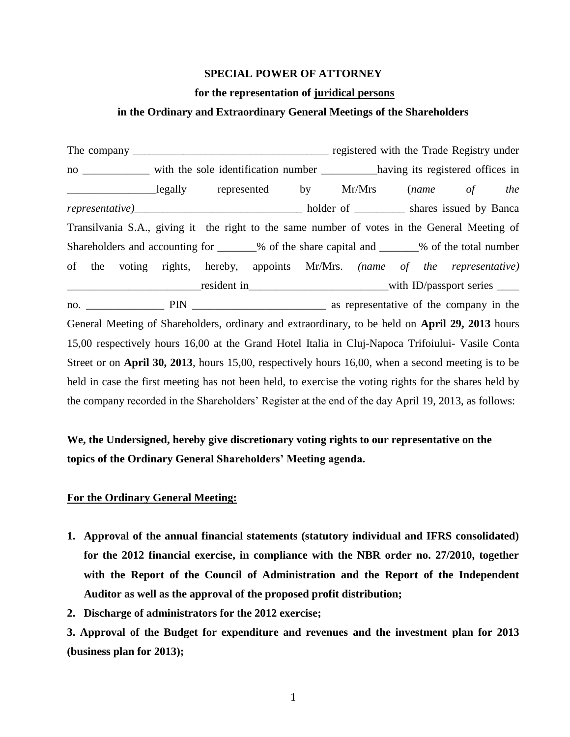**SPECIAL POWER OF ATTORNEY**

**for the representation of juridical persons**

**in the Ordinary and Extraordinary General Meetings of the Shareholders**

The company ___________________________________ registered with the Trade Registry under no ____________ with the sole identification number __________having its registered offices in ________________legally represented by Mr/Mrs (*name of the representative)*______________________________ holder of _________ shares issued by Banca Transilvania S.A., giving it the right to the same number of votes in the General Meeting of Shareholders and accounting for _______% of the share capital and _______% of the total number of the voting rights, hereby, appoints Mr/Mrs. *(name of the representative)* ________________________resident in_________________________with ID/passport series ____ no. ______________ PIN ________________________ as representative of the company in the General Meeting of Shareholders, ordinary and extraordinary, to be held on **April 29, 2013** hours 15,00 respectively hours 16,00 at the Grand Hotel Italia in Cluj-Napoca Trifoiului- Vasile Conta Street or on **April 30, 2013**, hours 15,00, respectively hours 16,00, when a second meeting is to be held in case the first meeting has not been held, to exercise the voting rights for the shares held by the company recorded in the Shareholders' Register at the end of the day April 19, 2013, as follows:

**We, the Undersigned, hereby give discretionary voting rights to our representative on the topics of the Ordinary General Shareholders' Meeting agenda.**

**For the Ordinary General Meeting:**

1. **Approval of the annual financial statements (statutory individual and IFRS consolidated) for the 2012 financial exercise, in compliance with the NBR order no. 27/2010, together with the Report of the Council of Administration and the Report of the Independent Auditor as well as the approval of the proposed profit distribution;**
2. **Discharge of administrators for the 2012 exercise;**
3. **Approval of the Budget for expenditure and revenues and the investment plan for 2013 (business plan for 2013);**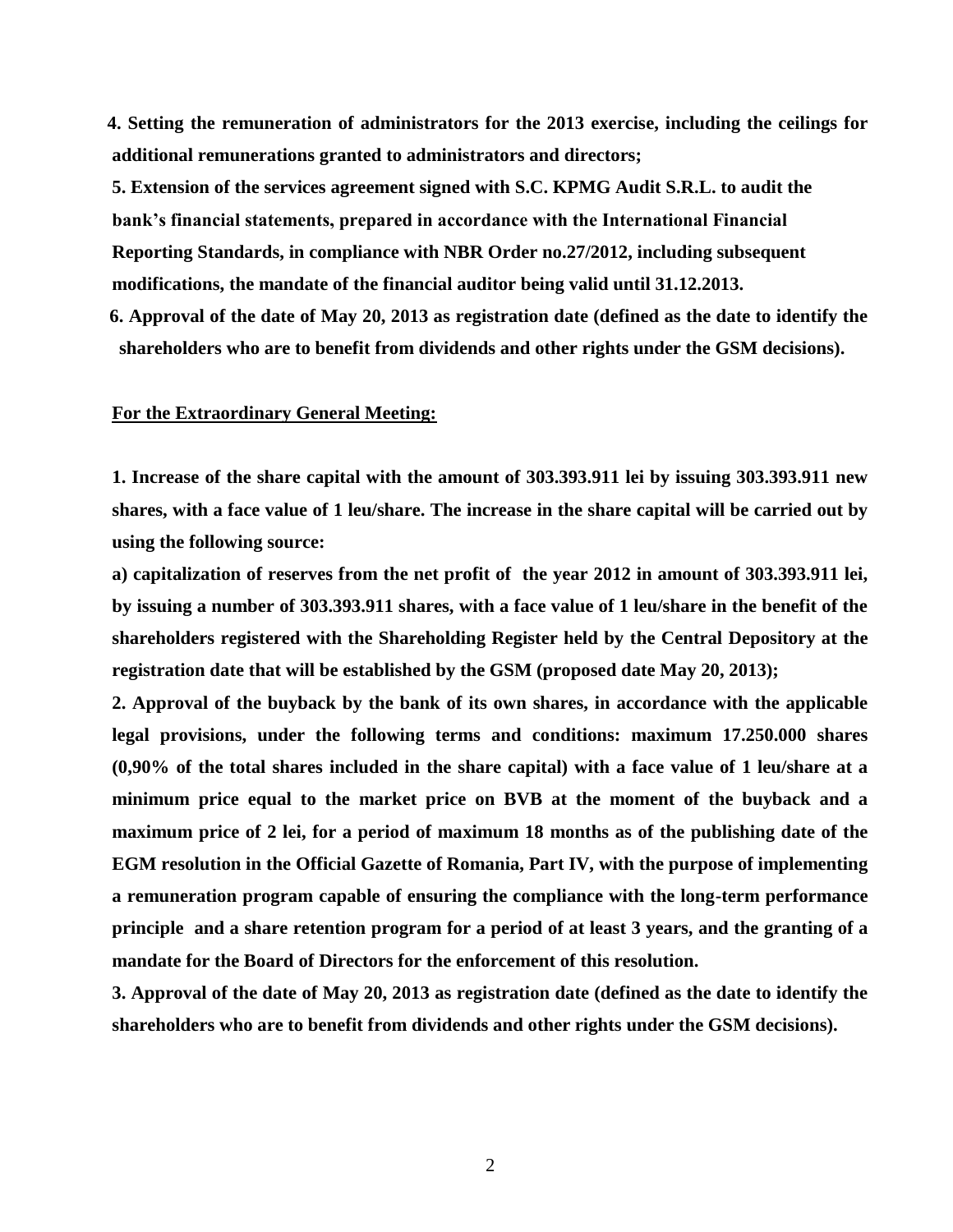**4. Setting the remuneration of administrators for the 2013 exercise, including the ceilings for additional remunerations granted to administrators and directors;**

**5. Extension of the services agreement signed with S.C. KPMG Audit S.R.L. to audit the bank's financial statements, prepared in accordance with the International Financial Reporting Standards, in compliance with NBR Order no.27/2012, including subsequent modifications, the mandate of the financial auditor being valid until 31.12.2013.**

**6. Approval of the date of May 20, 2013 as registration date (defined as the date to identify the shareholders who are to benefit from dividends and other rights under the GSM decisions).**

**For the Extraordinary General Meeting:**

**1. Increase of the share capital with the amount of 303.393.911 lei by issuing 303.393.911 new shares, with a face value of 1 leu/share. The increase in the share capital will be carried out by using the following source:**

**a) capitalization of reserves from the net profit of the year 2012 in amount of 303.393.911 lei, by issuing a number of 303.393.911 shares, with a face value of 1 leu/share in the benefit of the shareholders registered with the Shareholding Register held by the Central Depository at the registration date that will be established by the GSM (proposed date May 20, 2013);**

**2. Approval of the buyback by the bank of its own shares, in accordance with the applicable legal provisions, under the following terms and conditions: maximum 17.250.000 shares (0,90% of the total shares included in the share capital) with a face value of 1 leu/share at a minimum price equal to the market price on BVB at the moment of the buyback and a maximum price of 2 lei, for a period of maximum 18 months as of the publishing date of the EGM resolution in the Official Gazette of Romania, Part IV, with the purpose of implementing a remuneration program capable of ensuring the compliance with the long-term performance principle and a share retention program for a period of at least 3 years, and the granting of a mandate for the Board of Directors for the enforcement of this resolution.**

**3. Approval of the date of May 20, 2013 as registration date (defined as the date to identify the shareholders who are to benefit from dividends and other rights under the GSM decisions).**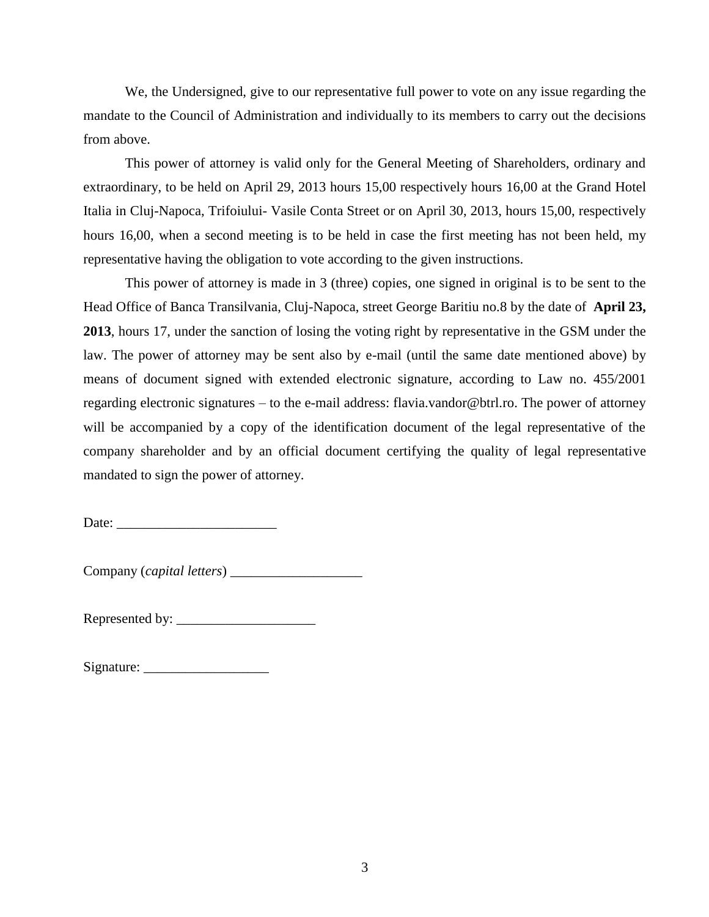We, the Undersigned, give to our representative full power to vote on any issue regarding the mandate to the Council of Administration and individually to its members to carry out the decisions from above.

This power of attorney is valid only for the General Meeting of Shareholders, ordinary and extraordinary, to be held on April 29, 2013 hours 15,00 respectively hours 16,00 at the Grand Hotel Italia in Cluj-Napoca, Trifoiului- Vasile Conta Street or on April 30, 2013, hours 15,00, respectively hours 16,00, when a second meeting is to be held in case the first meeting has not been held, my representative having the obligation to vote according to the given instructions.

This power of attorney is made in 3 (three) copies, one signed in original is to be sent to the Head Office of Banca Transilvania, Cluj-Napoca, street George Baritiu no.8 by the date of **April 23, 2013**, hours 17, under the sanction of losing the voting right by representative in the GSM under the law. The power of attorney may be sent also by e-mail (until the same date mentioned above) by means of document signed with extended electronic signature, according to Law no. 455/2001 regarding electronic signatures – to the e-mail address: flavia.vandor@btrl.ro. The power of attorney will be accompanied by a copy of the identification document of the legal representative of the company shareholder and by an official document certifying the quality of legal representative mandated to sign the power of attorney.

Date: _______________________

Company (*capital letters*) ___________________

Represented by: ____________________

Signature: __________________